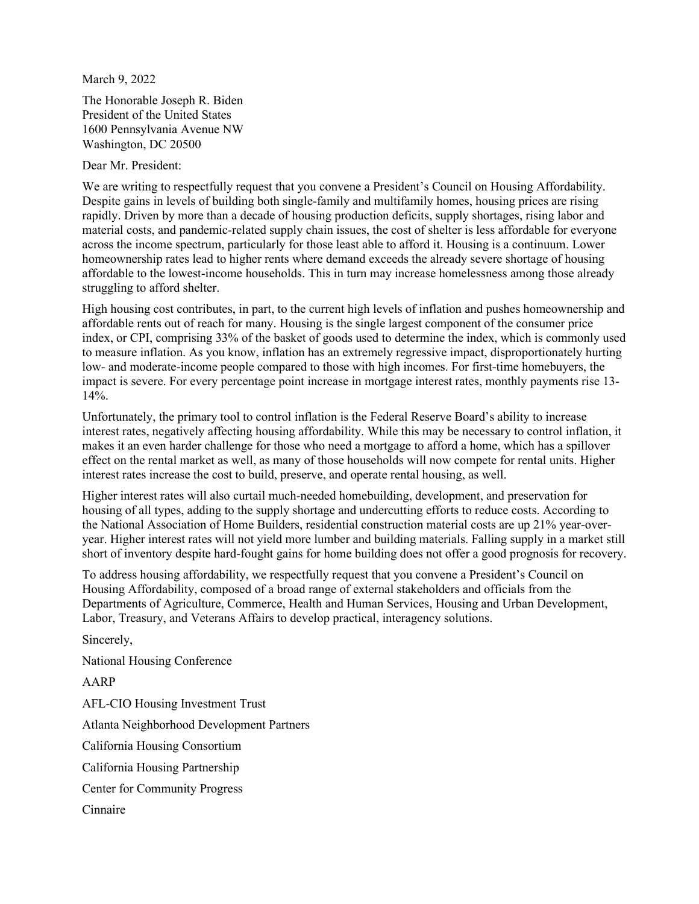March 9, 2022

The Honorable Joseph R. Biden
President of the United States
1600 Pennsylvania Avenue NW
Washington, DC 20500

Dear Mr. President:

We are writing to respectfully request that you convene a President's Council on Housing Affordability. Despite gains in levels of building both single-family and multifamily homes, housing prices are rising rapidly. Driven by more than a decade of housing production deficits, supply shortages, rising labor and material costs, and pandemic-related supply chain issues, the cost of shelter is less affordable for everyone across the income spectrum, particularly for those least able to afford it. Housing is a continuum. Lower homeownership rates lead to higher rents where demand exceeds the already severe shortage of housing affordable to the lowest-income households. This in turn may increase homelessness among those already struggling to afford shelter.

High housing cost contributes, in part, to the current high levels of inflation and pushes homeownership and affordable rents out of reach for many. Housing is the single largest component of the consumer price index, or CPI, comprising 33% of the basket of goods used to determine the index, which is commonly used to measure inflation. As you know, inflation has an extremely regressive impact, disproportionately hurting low- and moderate-income people compared to those with high incomes. For first-time homebuyers, the impact is severe. For every percentage point increase in mortgage interest rates, monthly payments rise 13-14%.

Unfortunately, the primary tool to control inflation is the Federal Reserve Board's ability to increase interest rates, negatively affecting housing affordability. While this may be necessary to control inflation, it makes it an even harder challenge for those who need a mortgage to afford a home, which has a spillover effect on the rental market as well, as many of those households will now compete for rental units. Higher interest rates increase the cost to build, preserve, and operate rental housing, as well.

Higher interest rates will also curtail much-needed homebuilding, development, and preservation for housing of all types, adding to the supply shortage and undercutting efforts to reduce costs. According to the National Association of Home Builders, residential construction material costs are up 21% year-over-year. Higher interest rates will not yield more lumber and building materials. Falling supply in a market still short of inventory despite hard-fought gains for home building does not offer a good prognosis for recovery.

To address housing affordability, we respectfully request that you convene a President's Council on Housing Affordability, composed of a broad range of external stakeholders and officials from the Departments of Agriculture, Commerce, Health and Human Services, Housing and Urban Development, Labor, Treasury, and Veterans Affairs to develop practical, interagency solutions.

Sincerely,

National Housing Conference

AARP

AFL-CIO Housing Investment Trust

Atlanta Neighborhood Development Partners

California Housing Consortium

California Housing Partnership

Center for Community Progress

Cinnaire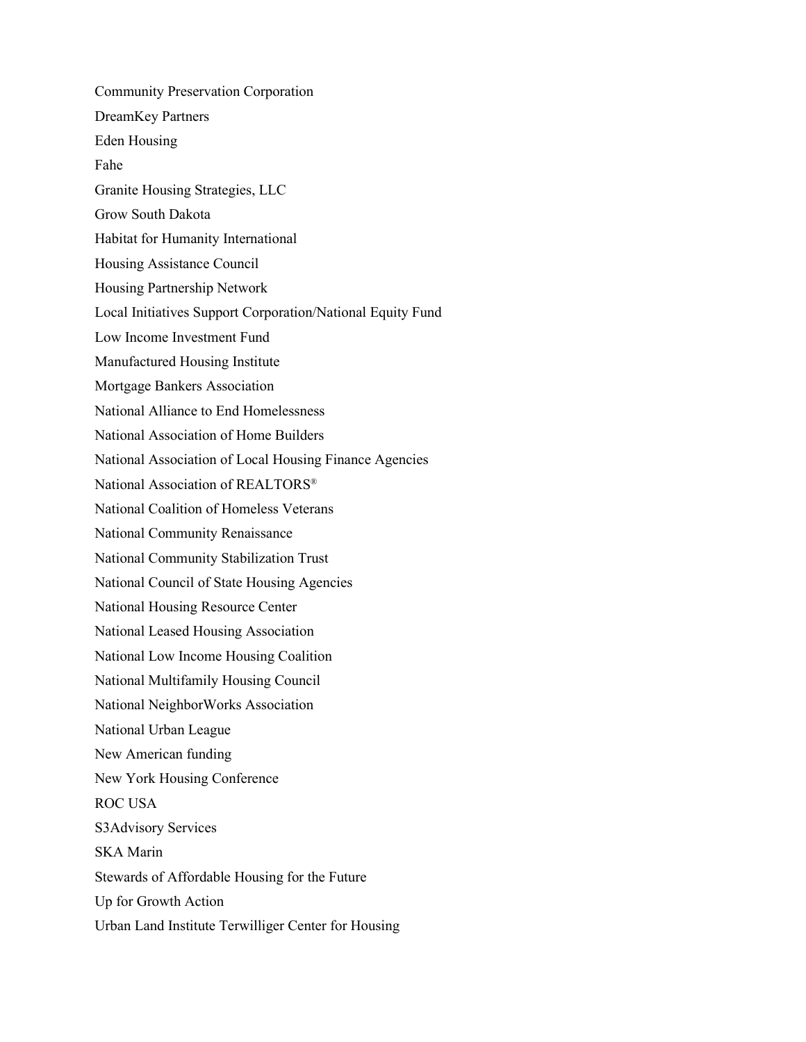Community Preservation Corporation

DreamKey Partners

Eden Housing

Fahe

Granite Housing Strategies, LLC

Grow South Dakota

Habitat for Humanity International

Housing Assistance Council

Housing Partnership Network

Local Initiatives Support Corporation/National Equity Fund

Low Income Investment Fund

Manufactured Housing Institute

Mortgage Bankers Association

National Alliance to End Homelessness

National Association of Home Builders

National Association of Local Housing Finance Agencies

National Association of REALTORS®

National Coalition of Homeless Veterans

National Community Renaissance

National Community Stabilization Trust

National Council of State Housing Agencies

National Housing Resource Center

National Leased Housing Association

National Low Income Housing Coalition

National Multifamily Housing Council

National NeighborWorks Association

National Urban League

New American funding

New York Housing Conference

ROC USA

S3Advisory Services

SKA Marin

Stewards of Affordable Housing for the Future

Up for Growth Action

Urban Land Institute Terwilliger Center for Housing